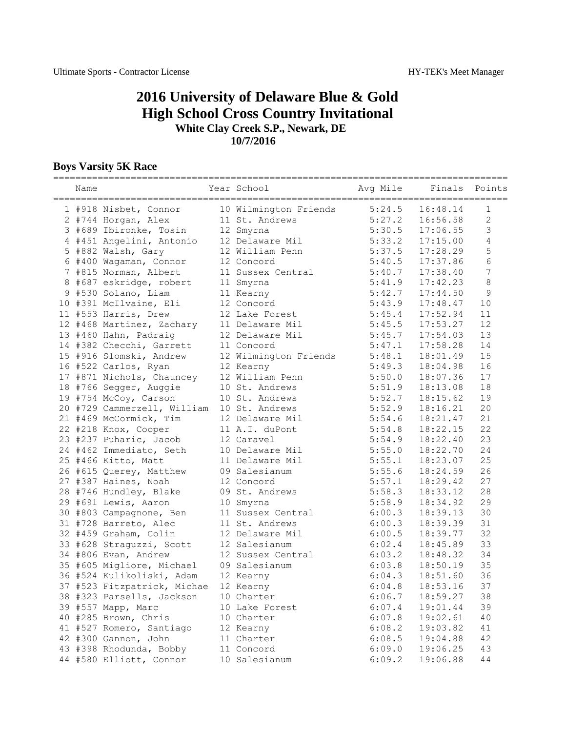# 2016 University of Delaware Blue & Gold High School Cross Country Invitational

**White Clay Creek S.P., Newark, DE**

**10/7/2016**

## Boys Varsity 5K Race

| | Name | Year | School | Avg Mile | Finals | Points |
|---|---|---|---|---|---|---|
| 1 | #918 Nisbet, Connor | 10 | Wilmington Friends | 5:24.5 | 16:48.14 | 1 |
| 2 | #744 Horgan, Alex | 11 | St. Andrews | 5:27.2 | 16:56.58 | 2 |
| 3 | #689 Ibironke, Tosin | 12 | Smyrna | 5:30.5 | 17:06.55 | 3 |
| 4 | #451 Angelini, Antonio | 12 | Delaware Mil | 5:33.2 | 17:15.00 | 4 |
| 5 | #882 Walsh, Gary | 12 | William Penn | 5:37.5 | 17:28.29 | 5 |
| 6 | #400 Wagaman, Connor | 12 | Concord | 5:40.5 | 17:37.86 | 6 |
| 7 | #815 Norman, Albert | 11 | Sussex Central | 5:40.7 | 17:38.40 | 7 |
| 8 | #687 eskridge, robert | 11 | Smyrna | 5:41.9 | 17:42.23 | 8 |
| 9 | #530 Solano, Liam | 11 | Kearny | 5:42.7 | 17:44.50 | 9 |
| 10 | #391 McIlvaine, Eli | 12 | Concord | 5:43.9 | 17:48.47 | 10 |
| 11 | #553 Harris, Drew | 12 | Lake Forest | 5:45.4 | 17:52.94 | 11 |
| 12 | #468 Martinez, Zachary | 11 | Delaware Mil | 5:45.5 | 17:53.27 | 12 |
| 13 | #460 Hahn, Padraig | 12 | Delaware Mil | 5:45.7 | 17:54.03 | 13 |
| 14 | #382 Checchi, Garrett | 11 | Concord | 5:47.1 | 17:58.28 | 14 |
| 15 | #916 Slomski, Andrew | 12 | Wilmington Friends | 5:48.1 | 18:01.49 | 15 |
| 16 | #522 Carlos, Ryan | 12 | Kearny | 5:49.3 | 18:04.98 | 16 |
| 17 | #871 Nichols, Chauncey | 12 | William Penn | 5:50.0 | 18:07.36 | 17 |
| 18 | #766 Segger, Auggie | 10 | St. Andrews | 5:51.9 | 18:13.08 | 18 |
| 19 | #754 McCoy, Carson | 10 | St. Andrews | 5:52.7 | 18:15.62 | 19 |
| 20 | #729 Cammerzell, William | 10 | St. Andrews | 5:52.9 | 18:16.21 | 20 |
| 21 | #469 McCormick, Tim | 12 | Delaware Mil | 5:54.6 | 18:21.47 | 21 |
| 22 | #218 Knox, Cooper | 11 | A.I. duPont | 5:54.8 | 18:22.15 | 22 |
| 23 | #237 Puharic, Jacob | 12 | Caravel | 5:54.9 | 18:22.40 | 23 |
| 24 | #462 Immediato, Seth | 10 | Delaware Mil | 5:55.0 | 18:22.70 | 24 |
| 25 | #466 Kitto, Matt | 11 | Delaware Mil | 5:55.1 | 18:23.07 | 25 |
| 26 | #615 Querey, Matthew | 09 | Salesianum | 5:55.6 | 18:24.59 | 26 |
| 27 | #387 Haines, Noah | 12 | Concord | 5:57.1 | 18:29.42 | 27 |
| 28 | #746 Hundley, Blake | 09 | St. Andrews | 5:58.3 | 18:33.12 | 28 |
| 29 | #691 Lewis, Aaron | 10 | Smyrna | 5:58.9 | 18:34.92 | 29 |
| 30 | #803 Campagnone, Ben | 11 | Sussex Central | 6:00.3 | 18:39.13 | 30 |
| 31 | #728 Barreto, Alec | 11 | St. Andrews | 6:00.3 | 18:39.39 | 31 |
| 32 | #459 Graham, Colin | 12 | Delaware Mil | 6:00.5 | 18:39.77 | 32 |
| 33 | #628 Straguzzi, Scott | 12 | Salesianum | 6:02.4 | 18:45.89 | 33 |
| 34 | #806 Evan, Andrew | 12 | Sussex Central | 6:03.2 | 18:48.32 | 34 |
| 35 | #605 Migliore, Michael | 09 | Salesianum | 6:03.8 | 18:50.19 | 35 |
| 36 | #524 Kulikoliski, Adam | 12 | Kearny | 6:04.3 | 18:51.60 | 36 |
| 37 | #523 Fitzpatrick, Michae | 12 | Kearny | 6:04.8 | 18:53.16 | 37 |
| 38 | #323 Parsells, Jackson | 10 | Charter | 6:06.7 | 18:59.27 | 38 |
| 39 | #557 Mapp, Marc | 10 | Lake Forest | 6:07.4 | 19:01.44 | 39 |
| 40 | #285 Brown, Chris | 10 | Charter | 6:07.8 | 19:02.61 | 40 |
| 41 | #527 Romero, Santiago | 12 | Kearny | 6:08.2 | 19:03.82 | 41 |
| 42 | #300 Gannon, John | 11 | Charter | 6:08.5 | 19:04.88 | 42 |
| 43 | #398 Rhodunda, Bobby | 11 | Concord | 6:09.0 | 19:06.25 | 43 |
| 44 | #580 Elliott, Connor | 10 | Salesianum | 6:09.2 | 19:06.88 | 44 |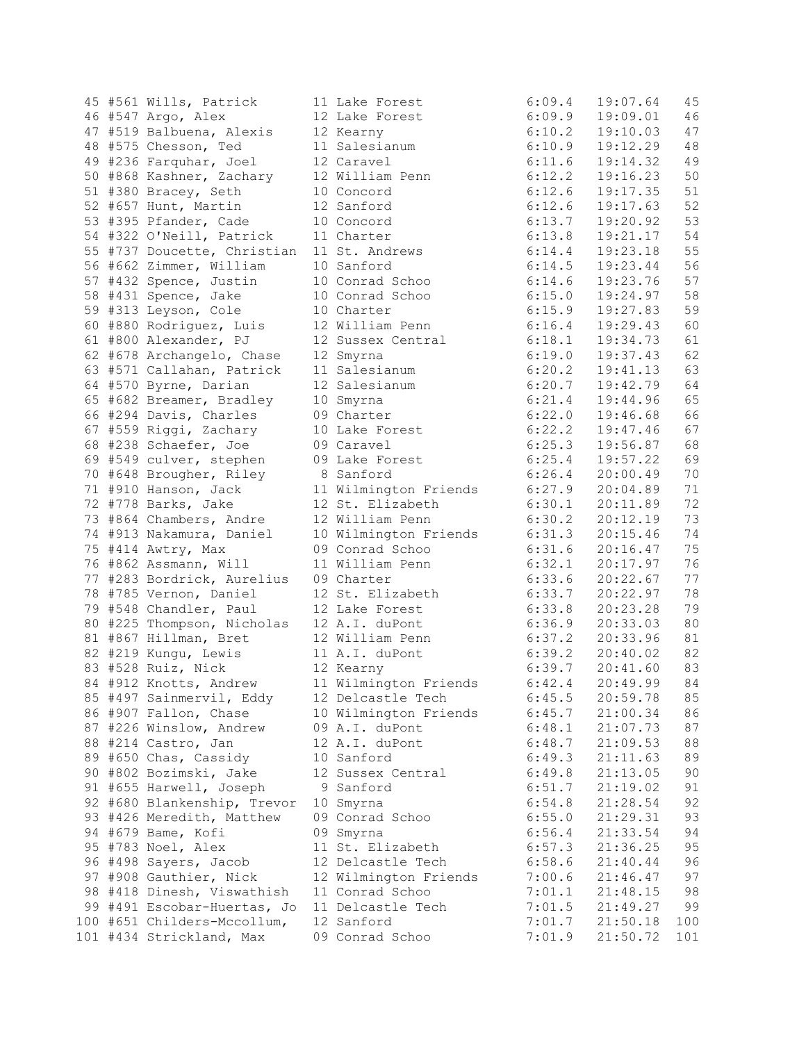| Place | Bib | Name | Yr | School | Pace | Time | Pts |
|---|---|---|---|---|---|---|---|
| 45 | #561 | Wills, Patrick | 11 | Lake Forest | 6:09.4 | 19:07.64 | 45 |
| 46 | #547 | Argo, Alex | 12 | Lake Forest | 6:09.9 | 19:09.01 | 46 |
| 47 | #519 | Balbuena, Alexis | 12 | Kearny | 6:10.2 | 19:10.03 | 47 |
| 48 | #575 | Chesson, Ted | 11 | Salesianum | 6:10.9 | 19:12.29 | 48 |
| 49 | #236 | Farquhar, Joel | 12 | Caravel | 6:11.6 | 19:14.32 | 49 |
| 50 | #868 | Kashner, Zachary | 12 | William Penn | 6:12.2 | 19:16.23 | 50 |
| 51 | #380 | Bracey, Seth | 10 | Concord | 6:12.6 | 19:17.35 | 51 |
| 52 | #657 | Hunt, Martin | 12 | Sanford | 6:12.6 | 19:17.63 | 52 |
| 53 | #395 | Pfander, Cade | 10 | Concord | 6:13.7 | 19:20.92 | 53 |
| 54 | #322 | O'Neill, Patrick | 11 | Charter | 6:13.8 | 19:21.17 | 54 |
| 55 | #737 | Doucette, Christian | 11 | St. Andrews | 6:14.4 | 19:23.18 | 55 |
| 56 | #662 | Zimmer, William | 10 | Sanford | 6:14.5 | 19:23.44 | 56 |
| 57 | #432 | Spence, Justin | 10 | Conrad Schoo | 6:14.6 | 19:23.76 | 57 |
| 58 | #431 | Spence, Jake | 10 | Conrad Schoo | 6:15.0 | 19:24.97 | 58 |
| 59 | #313 | Leyson, Cole | 10 | Charter | 6:15.9 | 19:27.83 | 59 |
| 60 | #880 | Rodriguez, Luis | 12 | William Penn | 6:16.4 | 19:29.43 | 60 |
| 61 | #800 | Alexander, PJ | 12 | Sussex Central | 6:18.1 | 19:34.73 | 61 |
| 62 | #678 | Archangelo, Chase | 12 | Smyrna | 6:19.0 | 19:37.43 | 62 |
| 63 | #571 | Callahan, Patrick | 11 | Salesianum | 6:20.2 | 19:41.13 | 63 |
| 64 | #570 | Byrne, Darian | 12 | Salesianum | 6:20.7 | 19:42.79 | 64 |
| 65 | #682 | Breamer, Bradley | 10 | Smyrna | 6:21.4 | 19:44.96 | 65 |
| 66 | #294 | Davis, Charles | 09 | Charter | 6:22.0 | 19:46.68 | 66 |
| 67 | #559 | Riggi, Zachary | 10 | Lake Forest | 6:22.2 | 19:47.46 | 67 |
| 68 | #238 | Schaefer, Joe | 09 | Caravel | 6:25.3 | 19:56.87 | 68 |
| 69 | #549 | culver, stephen | 09 | Lake Forest | 6:25.4 | 19:57.22 | 69 |
| 70 | #648 | Brougher, Riley | 8 | Sanford | 6:26.4 | 20:00.49 | 70 |
| 71 | #910 | Hanson, Jack | 11 | Wilmington Friends | 6:27.9 | 20:04.89 | 71 |
| 72 | #778 | Barks, Jake | 12 | St. Elizabeth | 6:30.1 | 20:11.89 | 72 |
| 73 | #864 | Chambers, Andre | 12 | William Penn | 6:30.2 | 20:12.19 | 73 |
| 74 | #913 | Nakamura, Daniel | 10 | Wilmington Friends | 6:31.3 | 20:15.46 | 74 |
| 75 | #414 | Awtry, Max | 09 | Conrad Schoo | 6:31.6 | 20:16.47 | 75 |
| 76 | #862 | Assmann, Will | 11 | William Penn | 6:32.1 | 20:17.97 | 76 |
| 77 | #283 | Bordrick, Aurelius | 09 | Charter | 6:33.6 | 20:22.67 | 77 |
| 78 | #785 | Vernon, Daniel | 12 | St. Elizabeth | 6:33.7 | 20:22.97 | 78 |
| 79 | #548 | Chandler, Paul | 12 | Lake Forest | 6:33.8 | 20:23.28 | 79 |
| 80 | #225 | Thompson, Nicholas | 12 | A.I. duPont | 6:36.9 | 20:33.03 | 80 |
| 81 | #867 | Hillman, Bret | 12 | William Penn | 6:37.2 | 20:33.96 | 81 |
| 82 | #219 | Kungu, Lewis | 11 | A.I. duPont | 6:39.2 | 20:40.02 | 82 |
| 83 | #528 | Ruiz, Nick | 12 | Kearny | 6:39.7 | 20:41.60 | 83 |
| 84 | #912 | Knotts, Andrew | 11 | Wilmington Friends | 6:42.4 | 20:49.99 | 84 |
| 85 | #497 | Sainmervil, Eddy | 12 | Delcastle Tech | 6:45.5 | 20:59.78 | 85 |
| 86 | #907 | Fallon, Chase | 10 | Wilmington Friends | 6:45.7 | 21:00.34 | 86 |
| 87 | #226 | Winslow, Andrew | 09 | A.I. duPont | 6:48.1 | 21:07.73 | 87 |
| 88 | #214 | Castro, Jan | 12 | A.I. duPont | 6:48.7 | 21:09.53 | 88 |
| 89 | #650 | Chas, Cassidy | 10 | Sanford | 6:49.3 | 21:11.63 | 89 |
| 90 | #802 | Bozimski, Jake | 12 | Sussex Central | 6:49.8 | 21:13.05 | 90 |
| 91 | #655 | Harwell, Joseph | 9 | Sanford | 6:51.7 | 21:19.02 | 91 |
| 92 | #680 | Blankenship, Trevor | 10 | Smyrna | 6:54.8 | 21:28.54 | 92 |
| 93 | #426 | Meredith, Matthew | 09 | Conrad Schoo | 6:55.0 | 21:29.31 | 93 |
| 94 | #679 | Bame, Kofi | 09 | Smyrna | 6:56.4 | 21:33.54 | 94 |
| 95 | #783 | Noel, Alex | 11 | St. Elizabeth | 6:57.3 | 21:36.25 | 95 |
| 96 | #498 | Sayers, Jacob | 12 | Delcastle Tech | 6:58.6 | 21:40.44 | 96 |
| 97 | #908 | Gauthier, Nick | 12 | Wilmington Friends | 7:00.6 | 21:46.47 | 97 |
| 98 | #418 | Dinesh, Viswathish | 11 | Conrad Schoo | 7:01.1 | 21:48.15 | 98 |
| 99 | #491 | Escobar-Huertas, Jo | 11 | Delcastle Tech | 7:01.5 | 21:49.27 | 99 |
| 100 | #651 | Childers-Mccollum, | 12 | Sanford | 7:01.7 | 21:50.18 | 100 |
| 101 | #434 | Strickland, Max | 09 | Conrad Schoo | 7:01.9 | 21:50.72 | 101 |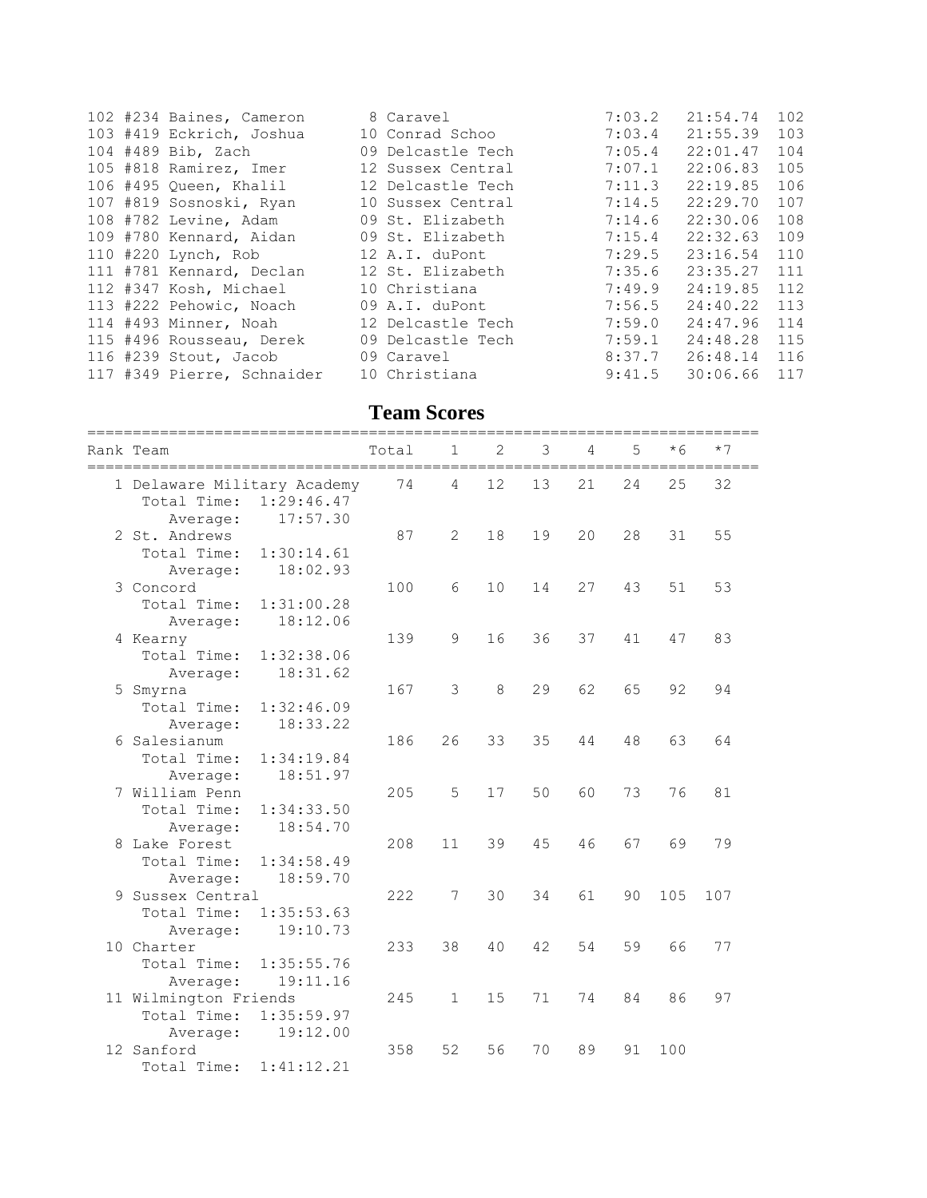| | | | | | |
|---|---|---|---|---|---|
| 102 #234 Baines, Cameron | 8 | Caravel | 7:03.2 | 21:54.74 | 102 |
| 103 #419 Eckrich, Joshua | 10 | Conrad Schoo | 7:03.4 | 21:55.39 | 103 |
| 104 #489 Bib, Zach | 09 | Delcastle Tech | 7:05.4 | 22:01.47 | 104 |
| 105 #818 Ramirez, Imer | 12 | Sussex Central | 7:07.1 | 22:06.83 | 105 |
| 106 #495 Queen, Khalil | 12 | Delcastle Tech | 7:11.3 | 22:19.85 | 106 |
| 107 #819 Sosnoski, Ryan | 10 | Sussex Central | 7:14.5 | 22:29.70 | 107 |
| 108 #782 Levine, Adam | 09 | St. Elizabeth | 7:14.6 | 22:30.06 | 108 |
| 109 #780 Kennard, Aidan | 09 | St. Elizabeth | 7:15.4 | 22:32.63 | 109 |
| 110 #220 Lynch, Rob | 12 | A.I. duPont | 7:29.5 | 23:16.54 | 110 |
| 111 #781 Kennard, Declan | 12 | St. Elizabeth | 7:35.6 | 23:35.27 | 111 |
| 112 #347 Kosh, Michael | 10 | Christiana | 7:49.9 | 24:19.85 | 112 |
| 113 #222 Pehowic, Noach | 09 | A.I. duPont | 7:56.5 | 24:40.22 | 113 |
| 114 #493 Minner, Noah | 12 | Delcastle Tech | 7:59.0 | 24:47.96 | 114 |
| 115 #496 Rousseau, Derek | 09 | Delcastle Tech | 7:59.1 | 24:48.28 | 115 |
| 116 #239 Stout, Jacob | 09 | Caravel | 8:37.7 | 26:48.14 | 116 |
| 117 #349 Pierre, Schnaider | 10 | Christiana | 9:41.5 | 30:06.66 | 117 |

# Team Scores

| Rank | Team | Total | 1 | 2 | 3 | 4 | 5 | *6 | *7 |
|---|---|---|---|---|---|---|---|---|---|
| 1 | Delaware Military Academy | 74 | 4 | 12 | 13 | 21 | 24 | 25 | 32 |
| | Total Time: 1:29:46.47 | | | | | | | | |
| | Average: 17:57.30 | | | | | | | | |
| 2 | St. Andrews | 87 | 2 | 18 | 19 | 20 | 28 | 31 | 55 |
| | Total Time: 1:30:14.61 | | | | | | | | |
| | Average: 18:02.93 | | | | | | | | |
| 3 | Concord | 100 | 6 | 10 | 14 | 27 | 43 | 51 | 53 |
| | Total Time: 1:31:00.28 | | | | | | | | |
| | Average: 18:12.06 | | | | | | | | |
| 4 | Kearny | 139 | 9 | 16 | 36 | 37 | 41 | 47 | 83 |
| | Total Time: 1:32:38.06 | | | | | | | | |
| | Average: 18:31.62 | | | | | | | | |
| 5 | Smyrna | 167 | 3 | 8 | 29 | 62 | 65 | 92 | 94 |
| | Total Time: 1:32:46.09 | | | | | | | | |
| | Average: 18:33.22 | | | | | | | | |
| 6 | Salesianum | 186 | 26 | 33 | 35 | 44 | 48 | 63 | 64 |
| | Total Time: 1:34:19.84 | | | | | | | | |
| | Average: 18:51.97 | | | | | | | | |
| 7 | William Penn | 205 | 5 | 17 | 50 | 60 | 73 | 76 | 81 |
| | Total Time: 1:34:33.50 | | | | | | | | |
| | Average: 18:54.70 | | | | | | | | |
| 8 | Lake Forest | 208 | 11 | 39 | 45 | 46 | 67 | 69 | 79 |
| | Total Time: 1:34:58.49 | | | | | | | | |
| | Average: 18:59.70 | | | | | | | | |
| 9 | Sussex Central | 222 | 7 | 30 | 34 | 61 | 90 | 105 | 107 |
| | Total Time: 1:35:53.63 | | | | | | | | |
| | Average: 19:10.73 | | | | | | | | |
| 10 | Charter | 233 | 38 | 40 | 42 | 54 | 59 | 66 | 77 |
| | Total Time: 1:35:55.76 | | | | | | | | |
| | Average: 19:11.16 | | | | | | | | |
| 11 | Wilmington Friends | 245 | 1 | 15 | 71 | 74 | 84 | 86 | 97 |
| | Total Time: 1:35:59.97 | | | | | | | | |
| | Average: 19:12.00 | | | | | | | | |
| 12 | Sanford | 358 | 52 | 56 | 70 | 89 | 91 | 100 | |
| | Total Time: 1:41:12.21 | | | | | | | | |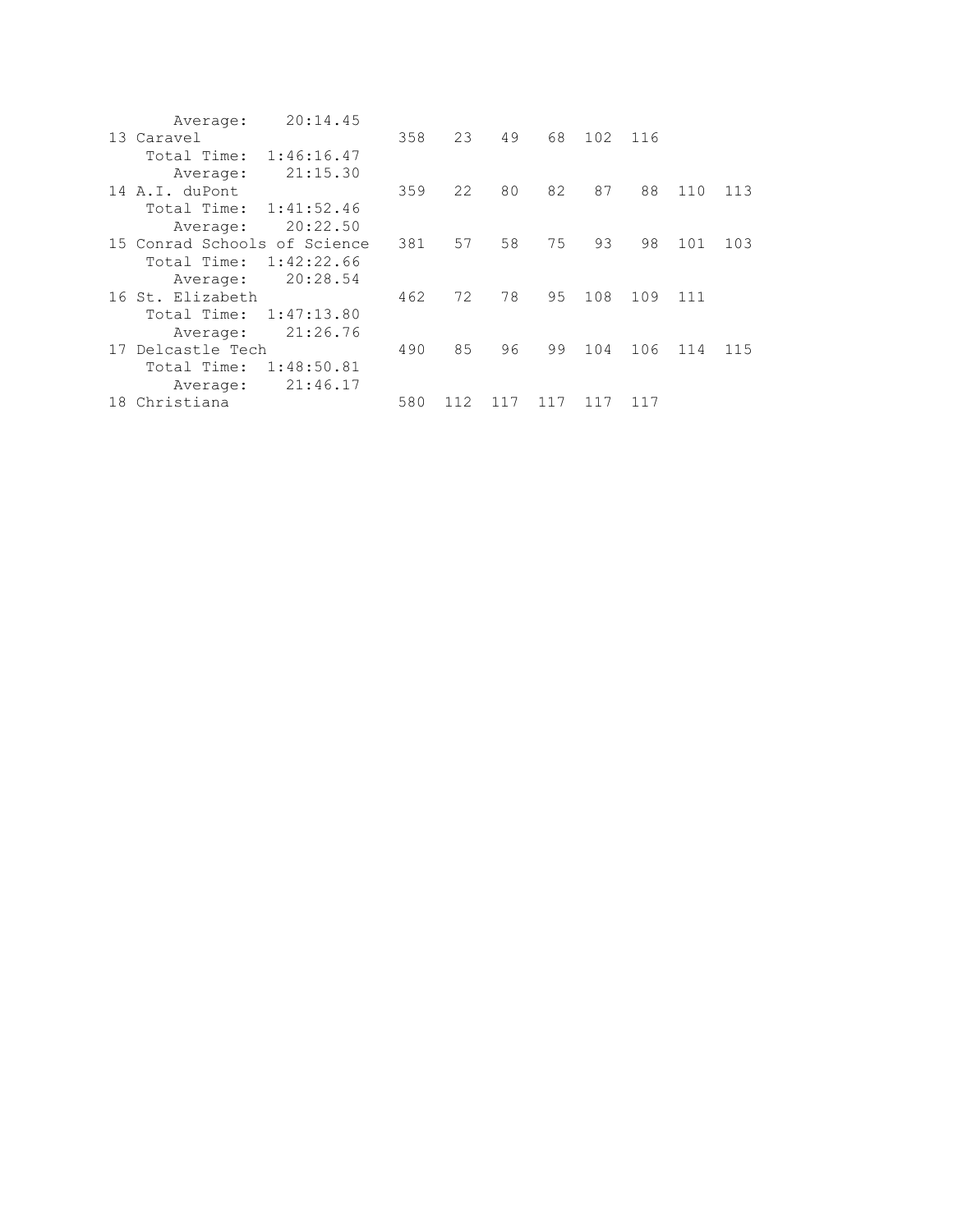```
       Average:    20:14.45
 13 Caravel                    358   23   49   68  102  116
    Total Time:  1:46:16.47
       Average:    21:15.30
 14 A.I. duPont                359   22   80   82   87   88  110  113
    Total Time:  1:41:52.46
       Average:    20:22.50
 15 Conrad Schools of Science  381   57   58   75   93   98  101  103
    Total Time:  1:42:22.66
       Average:    20:28.54
 16 St. Elizabeth              462   72   78   95  108  109  111
    Total Time:  1:47:13.80
       Average:    21:26.76
 17 Delcastle Tech             490   85   96   99  104  106  114  115
    Total Time:  1:48:50.81
       Average:    21:46.17
 18 Christiana                 580  112  117  117  117  117
```